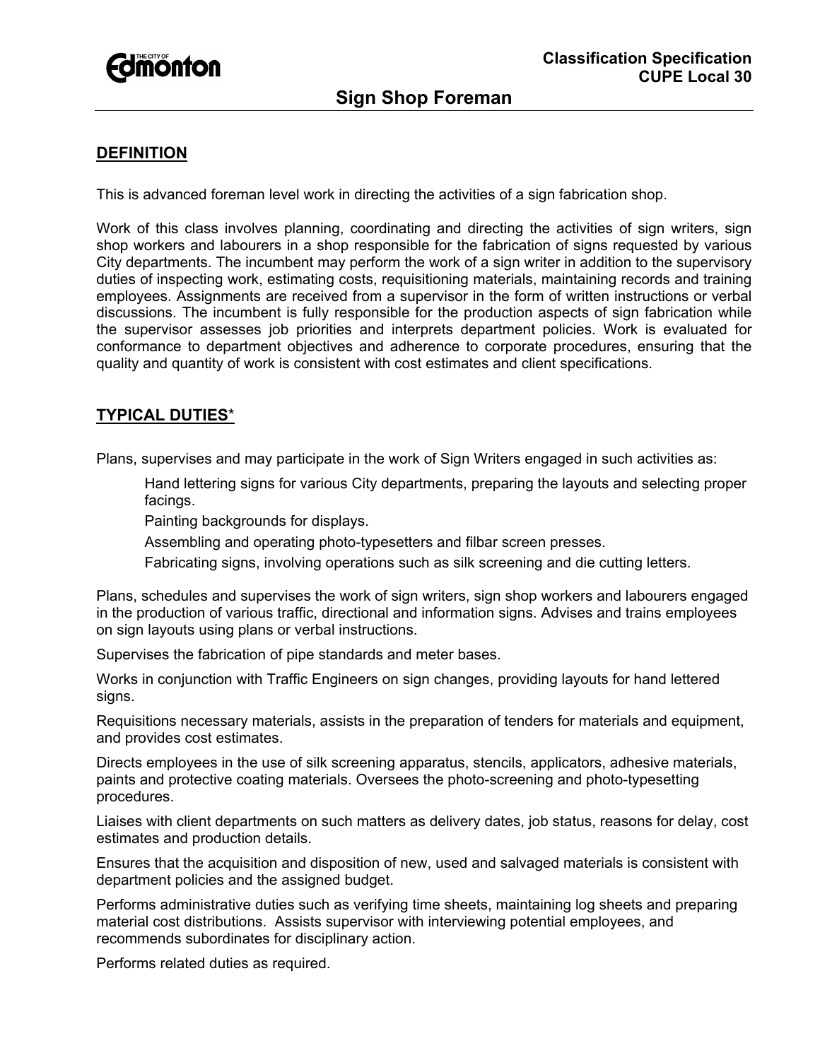Classification Specification
CUPE Local 30

# Sign Shop Foreman

## DEFINITION

This is advanced foreman level work in directing the activities of a sign fabrication shop.

Work of this class involves planning, coordinating and directing the activities of sign writers, sign shop workers and labourers in a shop responsible for the fabrication of signs requested by various City departments. The incumbent may perform the work of a sign writer in addition to the supervisory duties of inspecting work, estimating costs, requisitioning materials, maintaining records and training employees. Assignments are received from a supervisor in the form of written instructions or verbal discussions. The incumbent is fully responsible for the production aspects of sign fabrication while the supervisor assesses job priorities and interprets department policies. Work is evaluated for conformance to department objectives and adherence to corporate procedures, ensuring that the quality and quantity of work is consistent with cost estimates and client specifications.

## TYPICAL DUTIES*

Plans, supervises and may participate in the work of Sign Writers engaged in such activities as:

- Hand lettering signs for various City departments, preparing the layouts and selecting proper facings.
- Painting backgrounds for displays.
- Assembling and operating photo-typesetters and filbar screen presses.
- Fabricating signs, involving operations such as silk screening and die cutting letters.

Plans, schedules and supervises the work of sign writers, sign shop workers and labourers engaged in the production of various traffic, directional and information signs. Advises and trains employees on sign layouts using plans or verbal instructions.

Supervises the fabrication of pipe standards and meter bases.

Works in conjunction with Traffic Engineers on sign changes, providing layouts for hand lettered signs.

Requisitions necessary materials, assists in the preparation of tenders for materials and equipment, and provides cost estimates.

Directs employees in the use of silk screening apparatus, stencils, applicators, adhesive materials, paints and protective coating materials. Oversees the photo-screening and photo-typesetting procedures.

Liaises with client departments on such matters as delivery dates, job status, reasons for delay, cost estimates and production details.

Ensures that the acquisition and disposition of new, used and salvaged materials is consistent with department policies and the assigned budget.

Performs administrative duties such as verifying time sheets, maintaining log sheets and preparing material cost distributions. Assists supervisor with interviewing potential employees, and recommends subordinates for disciplinary action.

Performs related duties as required.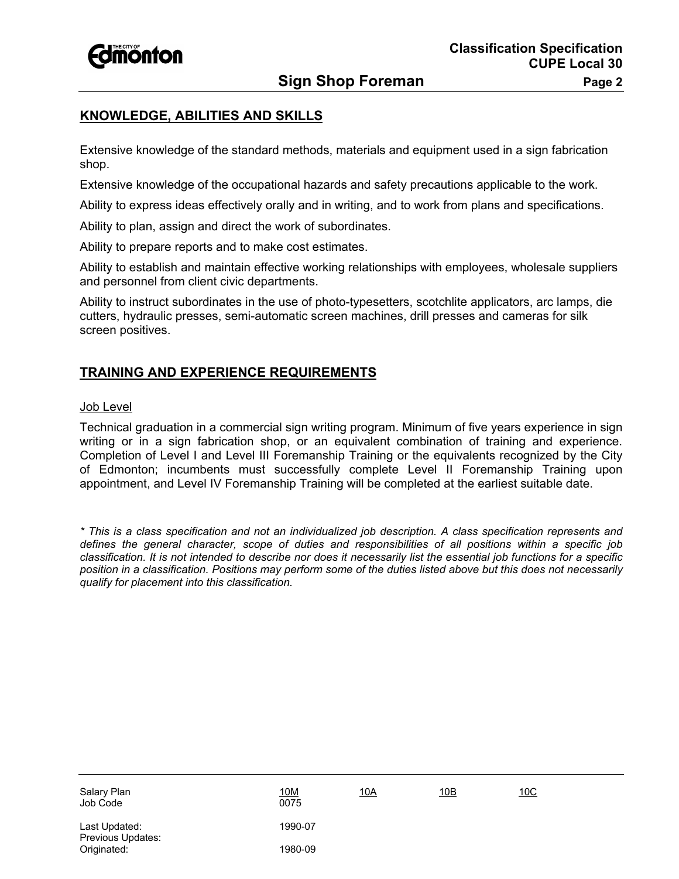## KNOWLEDGE, ABILITIES AND SKILLS

Extensive knowledge of the standard methods, materials and equipment used in a sign fabrication shop.

Extensive knowledge of the occupational hazards and safety precautions applicable to the work.

Ability to express ideas effectively orally and in writing, and to work from plans and specifications.

Ability to plan, assign and direct the work of subordinates.

Ability to prepare reports and to make cost estimates.

Ability to establish and maintain effective working relationships with employees, wholesale suppliers and personnel from client civic departments.

Ability to instruct subordinates in the use of photo-typesetters, scotchlite applicators, arc lamps, die cutters, hydraulic presses, semi-automatic screen machines, drill presses and cameras for silk screen positives.

## TRAINING AND EXPERIENCE REQUIREMENTS

Job Level

Technical graduation in a commercial sign writing program. Minimum of five years experience in sign writing or in a sign fabrication shop, or an equivalent combination of training and experience. Completion of Level I and Level III Foremanship Training or the equivalents recognized by the City of Edmonton; incumbents must successfully complete Level II Foremanship Training upon appointment, and Level IV Foremanship Training will be completed at the earliest suitable date.

*\* This is a class specification and not an individualized job description. A class specification represents and defines the general character, scope of duties and responsibilities of all positions within a specific job classification. It is not intended to describe nor does it necessarily list the essential job functions for a specific position in a classification. Positions may perform some of the duties listed above but this does not necessarily qualify for placement into this classification.*

| | | | | |
|---|---|---|---|---|
| Salary Plan | 10M | 10A | 10B | 10C |
| Job Code | 0075 | | | |
| Last Updated: | 1990-07 | | | |
| Previous Updates: | | | | |
| Originated: | 1980-09 | | | |